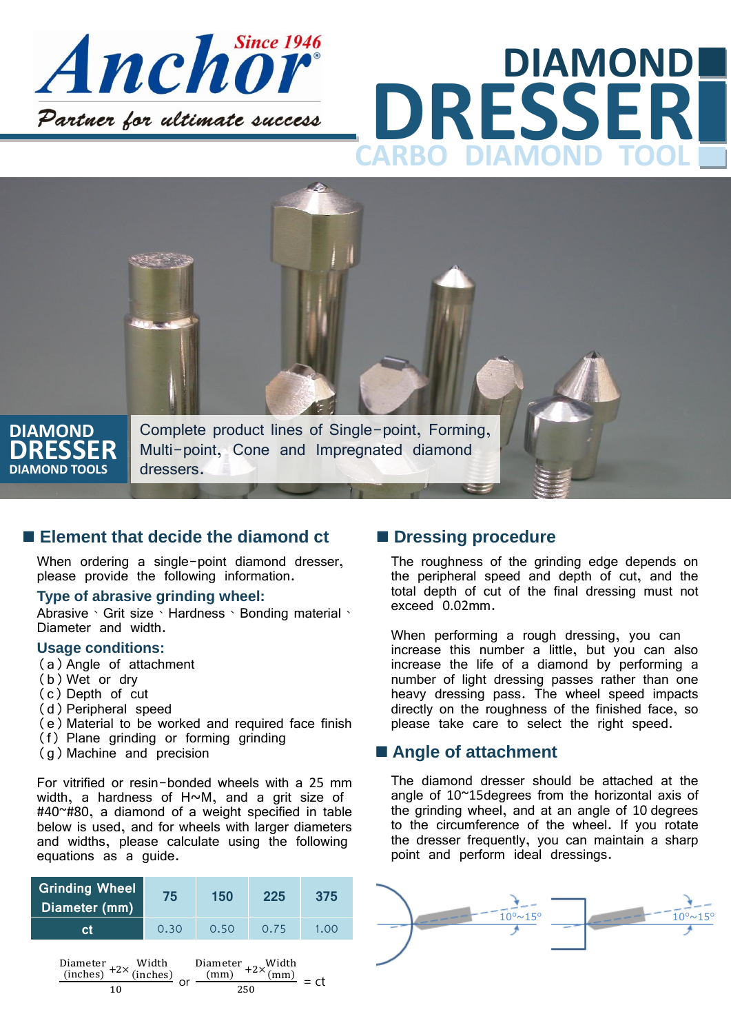# Anchor

Since 1946

*Partner for ultimate success*

# DIAMOND DRESSER

CARBO DIAMOND TOOL

**DIAMOND DRESSER**
**DIAMOND TOOLS**

Complete product lines of Single-point, Forming, Multi-point, Cone and Impregnated diamond dressers.

## Element that decide the diamond ct

When ordering a single-point diamond dresser, please provide the following information.

### Type of abrasive grinding wheel:

Abrasive、Grit size、Hardness、Bonding material、Diameter and width.

### Usage conditions:

(a) Angle of attachment
(b) Wet or dry
(c) Depth of cut
(d) Peripheral speed
(e) Material to be worked and required face finish
(f) Plane grinding or forming grinding
(g) Machine and precision

For vitrified or resin-bonded wheels with a 25 mm width, a hardness of H~M, and a grit size of #40~#80, a diamond of a weight specified in table below is used, and for wheels with larger diameters and widths, please calculate using the following equations as a guide.

| Grinding Wheel Diameter (mm) | 75 | 150 | 225 | 375 |
| --- | --- | --- | --- | --- |
| ct | 0.30 | 0.50 | 0.75 | 1.00 |

$$\frac{\text{Diameter (inches)} + 2\times\text{Width (inches)}}{10} \text{ or } \frac{\text{Diameter (mm)} + 2\times\text{Width (mm)}}{250} = \text{ct}$$

## Dressing procedure

The roughness of the grinding edge depends on the peripheral speed and depth of cut, and the total depth of cut of the final dressing must not exceed 0.02mm.

When performing a rough dressing, you can increase this number a little, but you can also increase the life of a diamond by performing a number of light dressing passes rather than one heavy dressing pass. The wheel speed impacts directly on the roughness of the finished face, so please take care to select the right speed.

## Angle of attachment

The diamond dresser should be attached at the angle of 10~15degrees from the horizontal axis of the grinding wheel, and at an angle of 10 degrees to the circumference of the wheel. If you rotate the dresser frequently, you can maintain a sharp point and perform ideal dressings.

10°~15°　　10°~15°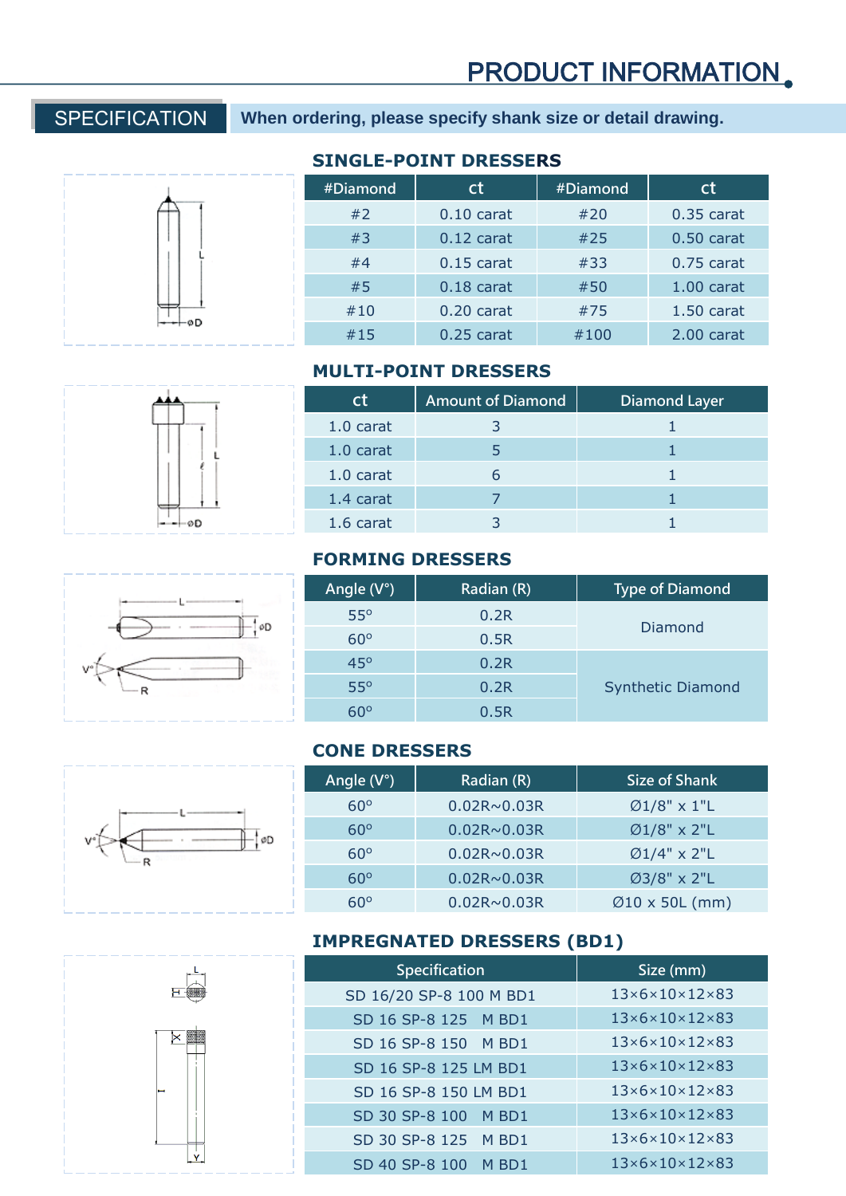# PRODUCT INFORMATION

## SPECIFICATION

**When ordering, please specify shank size or detail drawing.**

### SINGLE-POINT DRESSERS

| #Diamond | ct | #Diamond | ct |
|---|---|---|---|
| #2 | 0.10 carat | #20 | 0.35 carat |
| #3 | 0.12 carat | #25 | 0.50 carat |
| #4 | 0.15 carat | #33 | 0.75 carat |
| #5 | 0.18 carat | #50 | 1.00 carat |
| #10 | 0.20 carat | #75 | 1.50 carat |
| #15 | 0.25 carat | #100 | 2.00 carat |

### MULTI-POINT DRESSERS

| ct | Amount of Diamond | Diamond Layer |
|---|---|---|
| 1.0 carat | 3 | 1 |
| 1.0 carat | 5 | 1 |
| 1.0 carat | 6 | 1 |
| 1.4 carat | 7 | 1 |
| 1.6 carat | 3 | 1 |

### FORMING DRESSERS

| Angle (V°) | Radian (R) | Type of Diamond |
|---|---|---|
| 55° | 0.2R | Diamond |
| 60° | 0.5R | |
| 45° | 0.2R | Synthetic Diamond |
| 55° | 0.2R | |
| 60° | 0.5R | |

### CONE DRESSERS

| Angle (V°) | Radian (R) | Size of Shank |
|---|---|---|
| 60° | 0.02R~0.03R | Ø1/8" x 1"L |
| 60° | 0.02R~0.03R | Ø1/8" x 2"L |
| 60° | 0.02R~0.03R | Ø1/4" x 2"L |
| 60° | 0.02R~0.03R | Ø3/8" x 2"L |
| 60° | 0.02R~0.03R | Ø10 x 50L (mm) |

### IMPREGNATED DRESSERS (BD1)

| Specification | Size (mm) |
|---|---|
| SD 16/20 SP-8 100 M BD1 | 13×6×10×12×83 |
| SD 16 SP-8 125 M BD1 | 13×6×10×12×83 |
| SD 16 SP-8 150 M BD1 | 13×6×10×12×83 |
| SD 16 SP-8 125 LM BD1 | 13×6×10×12×83 |
| SD 16 SP-8 150 LM BD1 | 13×6×10×12×83 |
| SD 30 SP-8 100 M BD1 | 13×6×10×12×83 |
| SD 30 SP-8 125 M BD1 | 13×6×10×12×83 |
| SD 40 SP-8 100 M BD1 | 13×6×10×12×83 |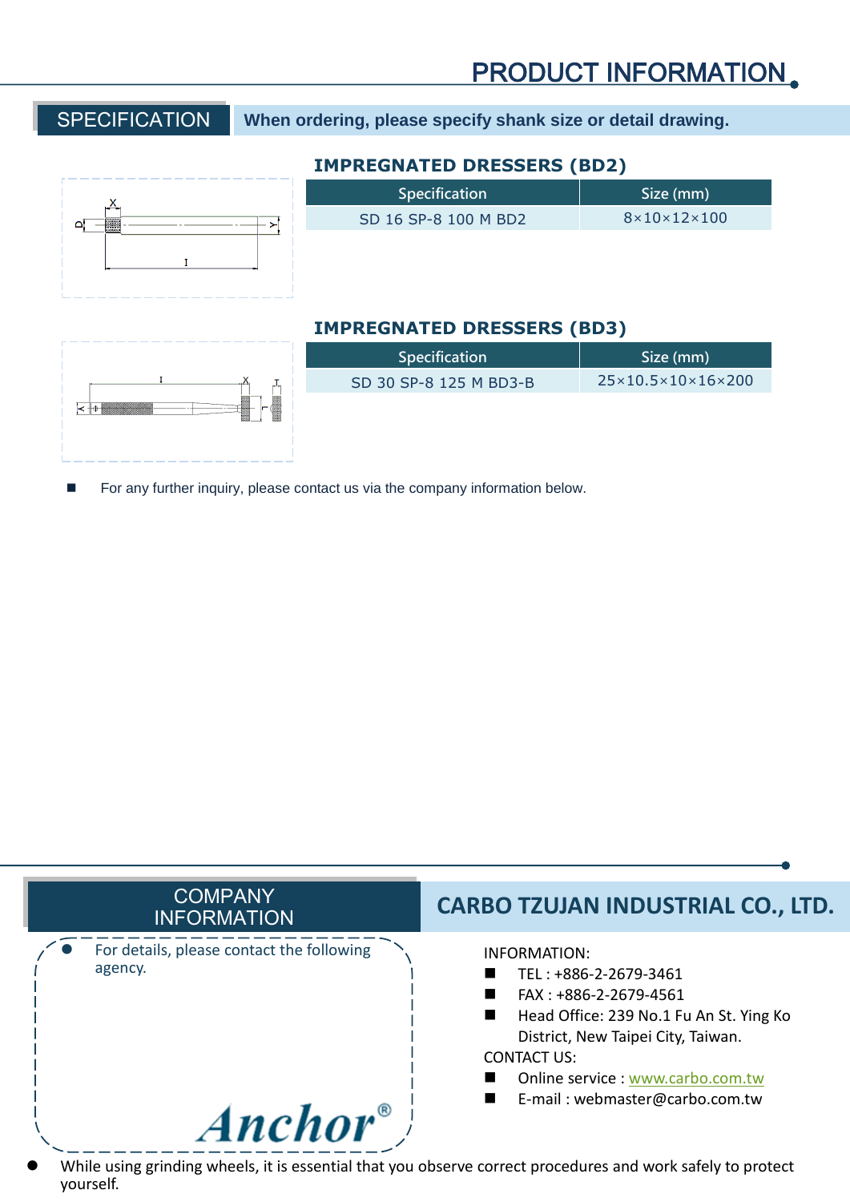# PRODUCT INFORMATION

## SPECIFICATION

**When ordering, please specify shank size or detail drawing.**

### IMPREGNATED DRESSERS (BD2)

| Specification | Size (mm) |
| --- | --- |
| SD 16 SP-8 100 M BD2 | 8×10×12×100 |

### IMPREGNATED DRESSERS (BD3)

| Specification | Size (mm) |
| --- | --- |
| SD 30 SP-8 125 M BD3-B | 25×10.5×10×16×200 |

- For any further inquiry, please contact us via the company information below.

## COMPANY INFORMATION

## CARBO TZUJAN INDUSTRIAL CO., LTD.

- For details, please contact the following agency.

Anchor®

INFORMATION:

- TEL : +886-2-2679-3461
- FAX : +886-2-2679-4561
- Head Office: 239 No.1 Fu An St. Ying Ko District, New Taipei City, Taiwan.

CONTACT US:

- Online service : www.carbo.com.tw
- E-mail : webmaster@carbo.com.tw

- While using grinding wheels, it is essential that you observe correct procedures and work safely to protect yourself.